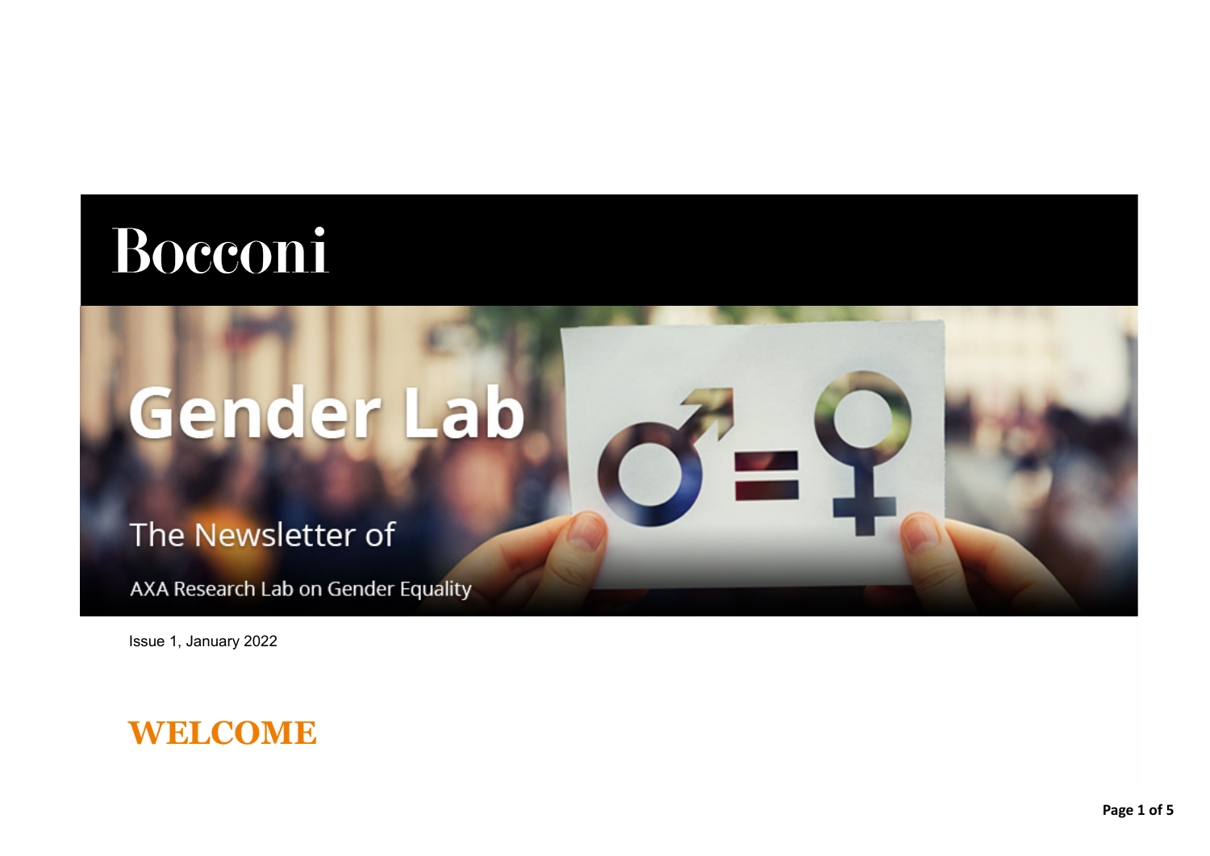# Bocconi

# Gender Lab

The Newsletter of

AXA Research Lab on Gender Equality

Issue 1, January 2022

## WELCOME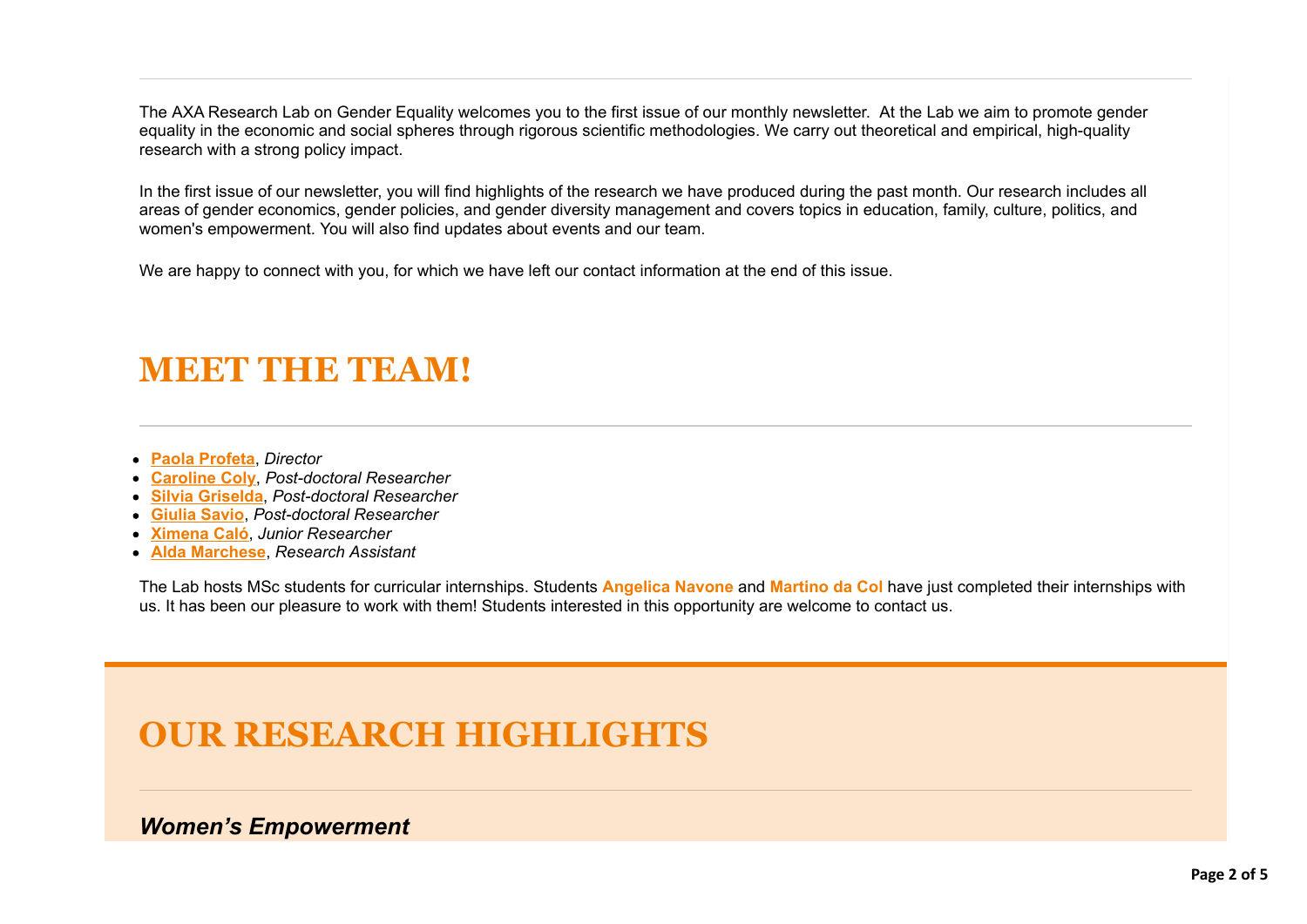The AXA Research Lab on Gender Equality welcomes you to the first issue of our monthly newsletter.  At the Lab we aim to promote gender equality in the economic and social spheres through rigorous scientific methodologies. We carry out theoretical and empirical, high-quality research with a strong policy impact.

In the first issue of our newsletter, you will find highlights of the research we have produced during the past month. Our research includes all areas of gender economics, gender policies, and gender diversity management and covers topics in education, family, culture, politics, and women's empowerment. You will also find updates about events and our team.

We are happy to connect with you, for which we have left our contact information at the end of this issue.

# MEET THE TEAM!

- **Paola Profeta**, *Director*
- **Caroline Coly**, *Post-doctoral Researcher*
- **Silvia Griselda**, *Post-doctoral Researcher*
- **Giulia Savio**, *Post-doctoral Researcher*
- **Ximena Caló**, *Junior Researcher*
- **Alda Marchese**, *Research Assistant*

The Lab hosts MSc students for curricular internships. Students **Angelica Navone** and **Martino da Col** have just completed their internships with us. It has been our pleasure to work with them! Students interested in this opportunity are welcome to contact us.

# OUR RESEARCH HIGHLIGHTS

### *Women's Empowerment*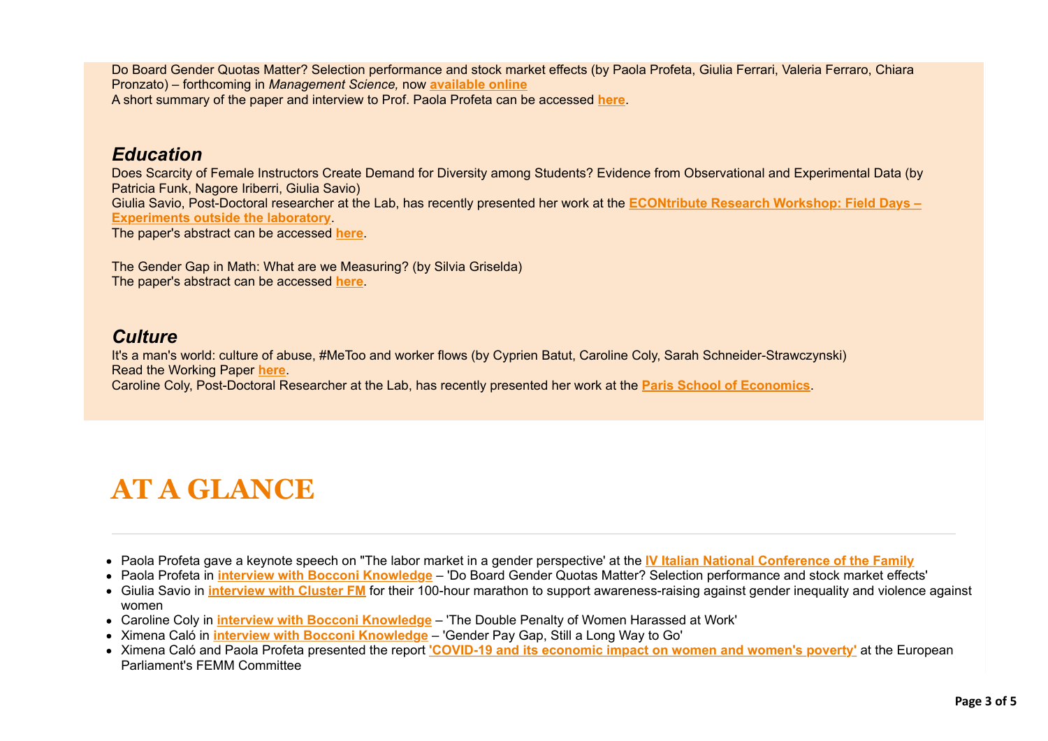Do Board Gender Quotas Matter? Selection performance and stock market effects (by Paola Profeta, Giulia Ferrari, Valeria Ferraro, Chiara Pronzato) – forthcoming in *Management Science,* now **available online**
A short summary of the paper and interview to Prof. Paola Profeta can be accessed **here**.

## *Education*

Does Scarcity of Female Instructors Create Demand for Diversity among Students? Evidence from Observational and Experimental Data (by Patricia Funk, Nagore Iriberri, Giulia Savio)
Giulia Savio, Post-Doctoral researcher at the Lab, has recently presented her work at the **ECONtribute Research Workshop: Field Days – Experiments outside the laboratory**.
The paper's abstract can be accessed **here**.

The Gender Gap in Math: What are we Measuring? (by Silvia Griselda)
The paper's abstract can be accessed **here**.

## *Culture*

It's a man's world: culture of abuse, #MeToo and worker flows (by Cyprien Batut, Caroline Coly, Sarah Schneider-Strawczynski)
Read the Working Paper **here**.
Caroline Coly, Post-Doctoral Researcher at the Lab, has recently presented her work at the **Paris School of Economics**.

# AT A GLANCE

---

- Paola Profeta gave a keynote speech on "The labor market in a gender perspective' at the **IV Italian National Conference of the Family**
- Paola Profeta in **interview with Bocconi Knowledge** – 'Do Board Gender Quotas Matter? Selection performance and stock market effects'
- Giulia Savio in **interview with Cluster FM** for their 100-hour marathon to support awareness-raising against gender inequality and violence against women
- Caroline Coly in **interview with Bocconi Knowledge** – 'The Double Penalty of Women Harassed at Work'
- Ximena Caló in **interview with Bocconi Knowledge** – 'Gender Pay Gap, Still a Long Way to Go'
- Ximena Caló and Paola Profeta presented the report **'COVID-19 and its economic impact on women and women's poverty'** at the European Parliament's FEMM Committee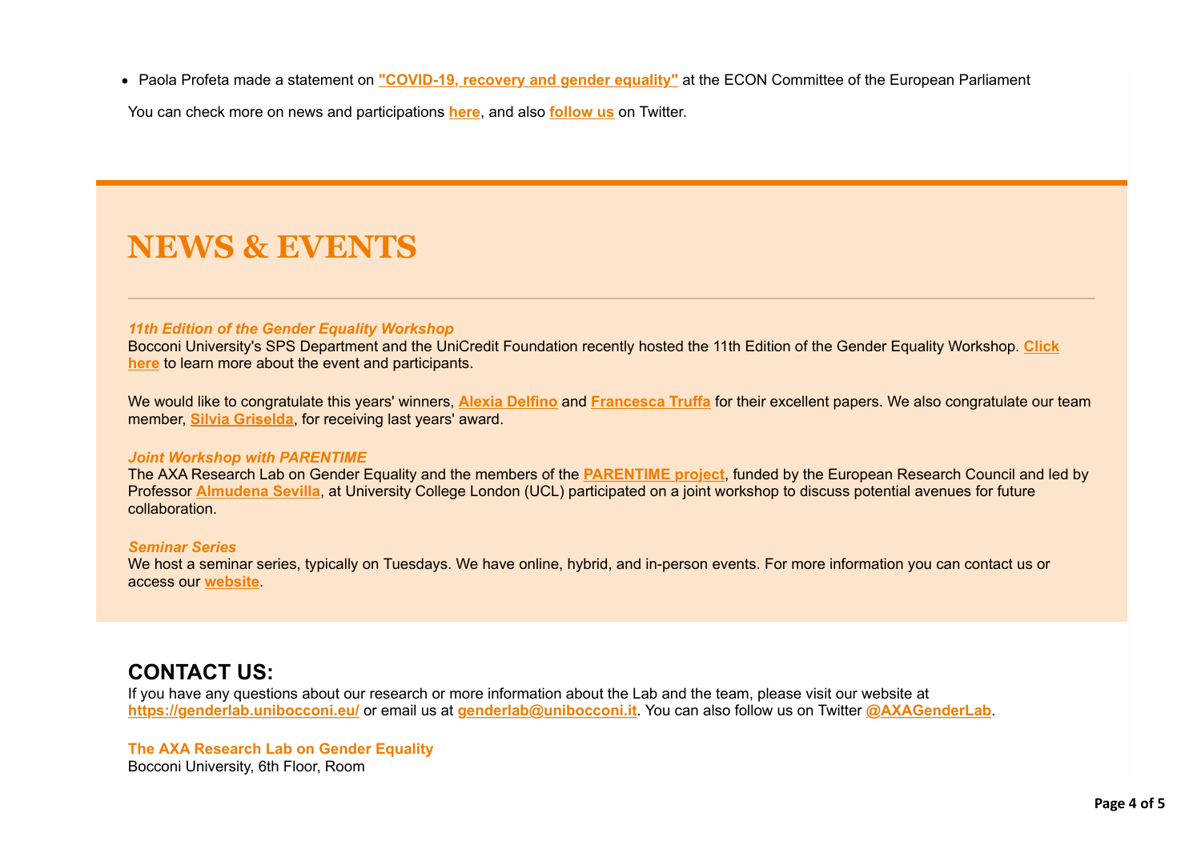- Paola Profeta made a statement on **"COVID-19, recovery and gender equality"** at the ECON Committee of the European Parliament

You can check more on news and participations **here**, and also **follow us** on Twitter.

# NEWS & EVENTS

***11th Edition of the Gender Equality Workshop***
Bocconi University's SPS Department and the UniCredit Foundation recently hosted the 11th Edition of the Gender Equality Workshop. **Click here** to learn more about the event and participants.

We would like to congratulate this years' winners, **Alexia Delfino** and **Francesca Truffa** for their excellent papers. We also congratulate our team member, **Silvia Griselda**, for receiving last years' award.

***Joint Workshop with PARENTIME***
The AXA Research Lab on Gender Equality and the members of the **PARENTIME project**, funded by the European Research Council and led by Professor **Almudena Sevilla**, at University College London (UCL) participated on a joint workshop to discuss potential avenues for future collaboration.

***Seminar Series***
We host a seminar series, typically on Tuesdays. We have online, hybrid, and in-person events. For more information you can contact us or access our **website**.

## CONTACT US:

If you have any questions about our research or more information about the Lab and the team, please visit our website at **https://genderlab.unibocconi.eu/** or email us at **genderlab@unibocconi.it**. You can also follow us on Twitter **@AXAGenderLab**.

**The AXA Research Lab on Gender Equality**
Bocconi University, 6th Floor, Room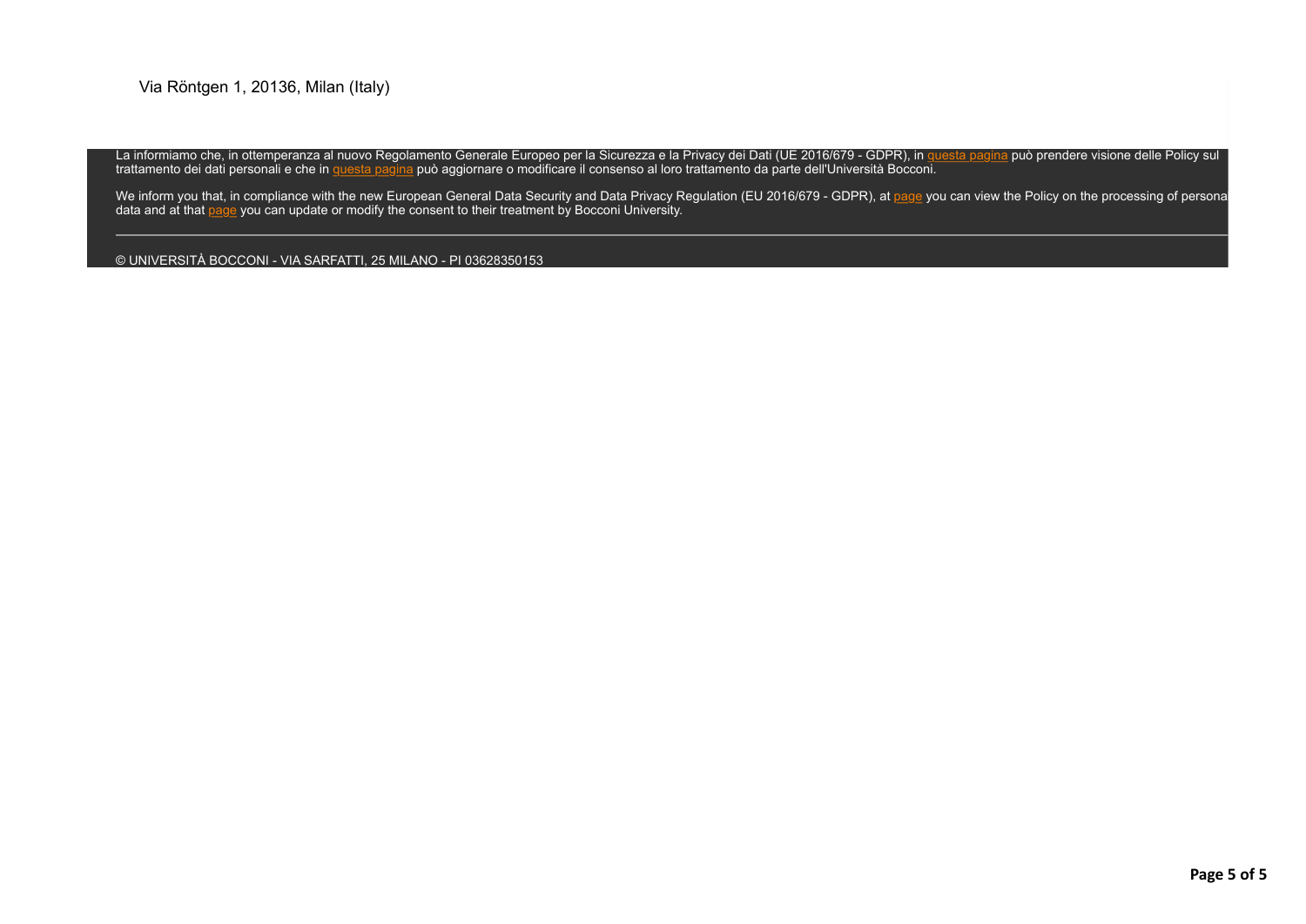Via Röntgen 1, 20136, Milan (Italy)

La informiamo che, in ottemperanza al nuovo Regolamento Generale Europeo per la Sicurezza e la Privacy dei Dati (UE 2016/679 - GDPR), in questa pagina può prendere visione delle Policy sul trattamento dei dati personali e che in questa pagina può aggiornare o modificare il consenso al loro trattamento da parte dell'Università Bocconi.

We inform you that, in compliance with the new European General Data Security and Data Privacy Regulation (EU 2016/679 - GDPR), at page you can view the Policy on the processing of persona data and at that page you can update or modify the consent to their treatment by Bocconi University.

---

© UNIVERSITÀ BOCCONI - VIA SARFATTI, 25 MILANO - PI 03628350153